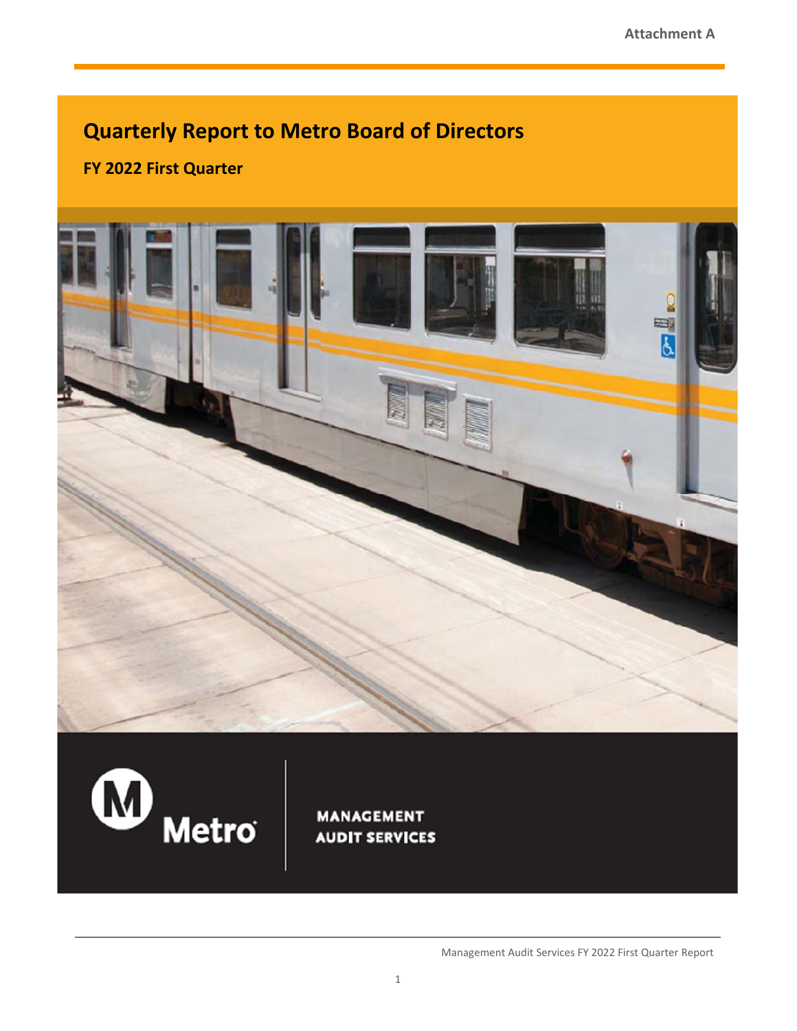Attachment A

# Quarterly Report to Metro Board of Directors

## FY 2022 First Quarter

Metro

MANAGEMENT AUDIT SERVICES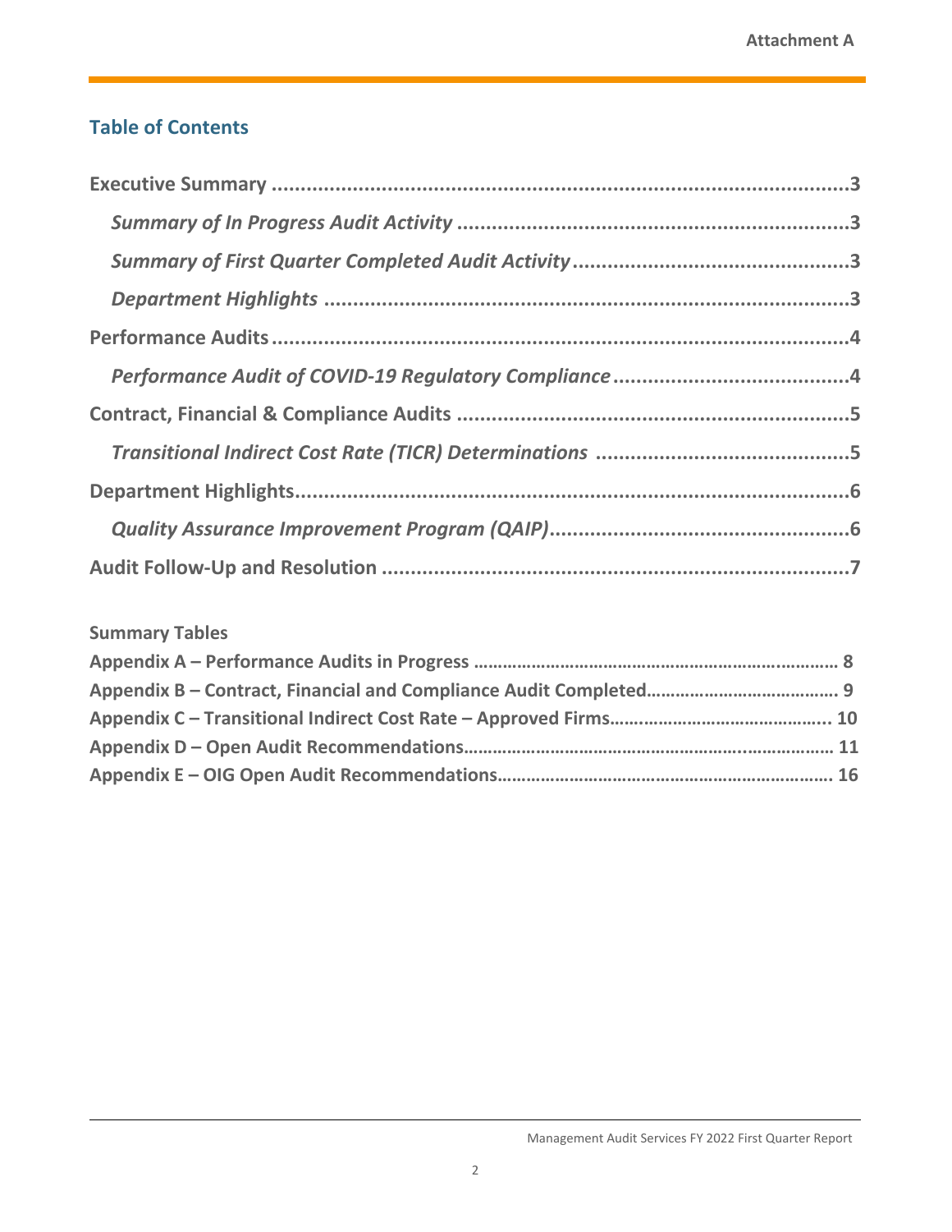Attachment A

## Table of Contents

**Executive Summary .......................................................................................3**

*Summary of In Progress Audit Activity .....................................................3*

*Summary of First Quarter Completed Audit Activity ..................................3*

*Department Highlights ..............................................................................3*

**Performance Audits ......................................................................................4**

*Performance Audit of COVID-19 Regulatory Compliance ..........................4*

**Contract, Financial & Compliance Audits .....................................................5**

*Transitional Indirect Cost Rate (TICR) Determinations ..............................5*

**Department Highlights..................................................................................6**

*Quality Assurance Improvement Program (QAIP).......................................6*

**Audit Follow-Up and Resolution ...................................................................7**

**Summary Tables**

**Appendix A – Performance Audits in Progress ............................................ 8**

**Appendix B – Contract, Financial and Compliance Audit Completed......... 9**

**Appendix C – Transitional Indirect Cost Rate – Approved Firms.............. 10**

**Appendix D – Open Audit Recommendations............................................ 11**

**Appendix E – OIG Open Audit Recommendations...................................... 16**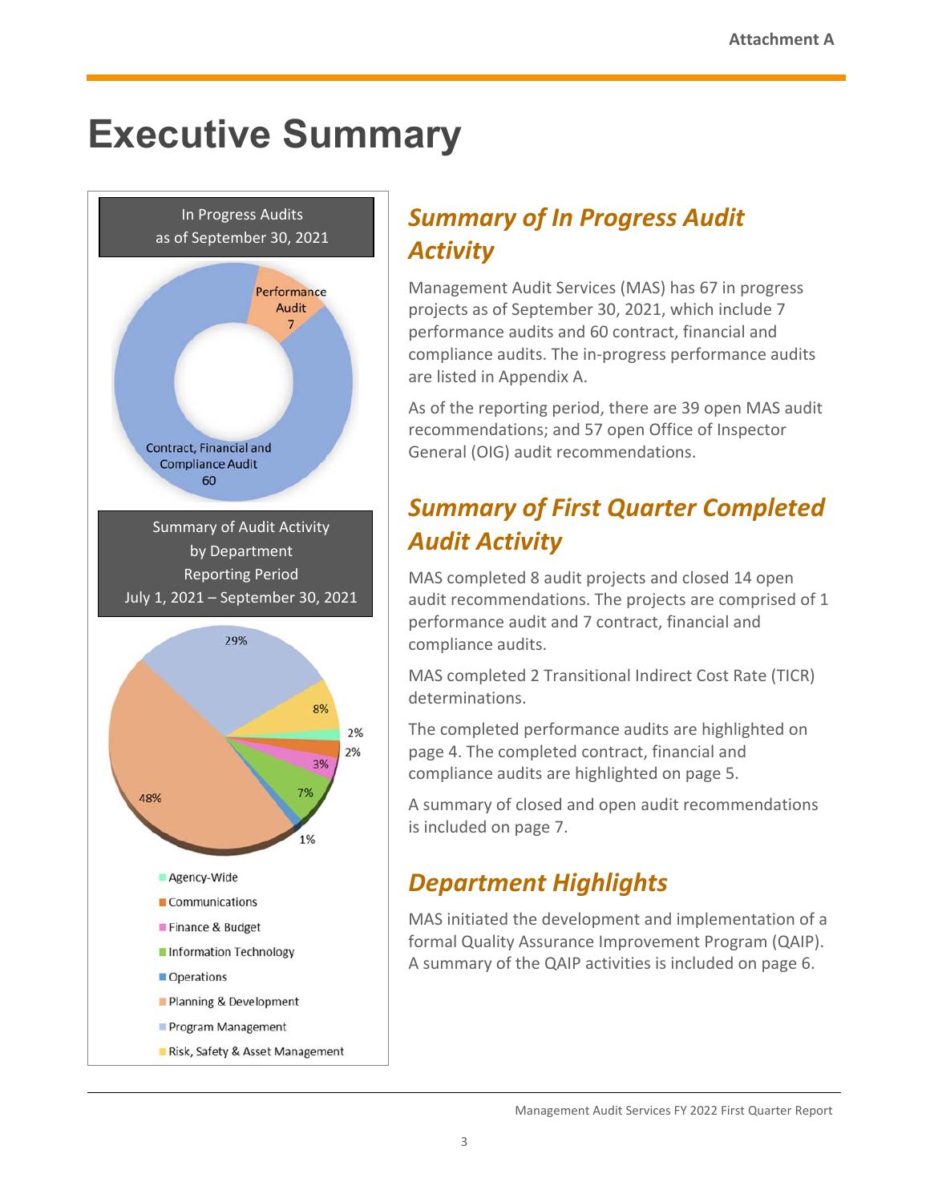# Executive Summary

In Progress Audits
as of September 30, 2021

Performance Audit
7

Contract, Financial and Compliance Audit
60

Summary of Audit Activity
by Department
Reporting Period
July 1, 2021 – September 30, 2021

29%
8%
2%
2%
3%
7%
1%
48%

- Agency-Wide
- Communications
- Finance & Budget
- Information Technology
- Operations
- Planning & Development
- Program Management
- Risk, Safety & Asset Management

## *Summary of In Progress Audit Activity*

Management Audit Services (MAS) has 67 in progress projects as of September 30, 2021, which include 7 performance audits and 60 contract, financial and compliance audits. The in-progress performance audits are listed in Appendix A.

As of the reporting period, there are 39 open MAS audit recommendations; and 57 open Office of Inspector General (OIG) audit recommendations.

## *Summary of First Quarter Completed Audit Activity*

MAS completed 8 audit projects and closed 14 open audit recommendations. The projects are comprised of 1 performance audit and 7 contract, financial and compliance audits.

MAS completed 2 Transitional Indirect Cost Rate (TICR) determinations.

The completed performance audits are highlighted on page 4. The completed contract, financial and compliance audits are highlighted on page 5.

A summary of closed and open audit recommendations is included on page 7.

## *Department Highlights*

MAS initiated the development and implementation of a formal Quality Assurance Improvement Program (QAIP). A summary of the QAIP activities is included on page 6.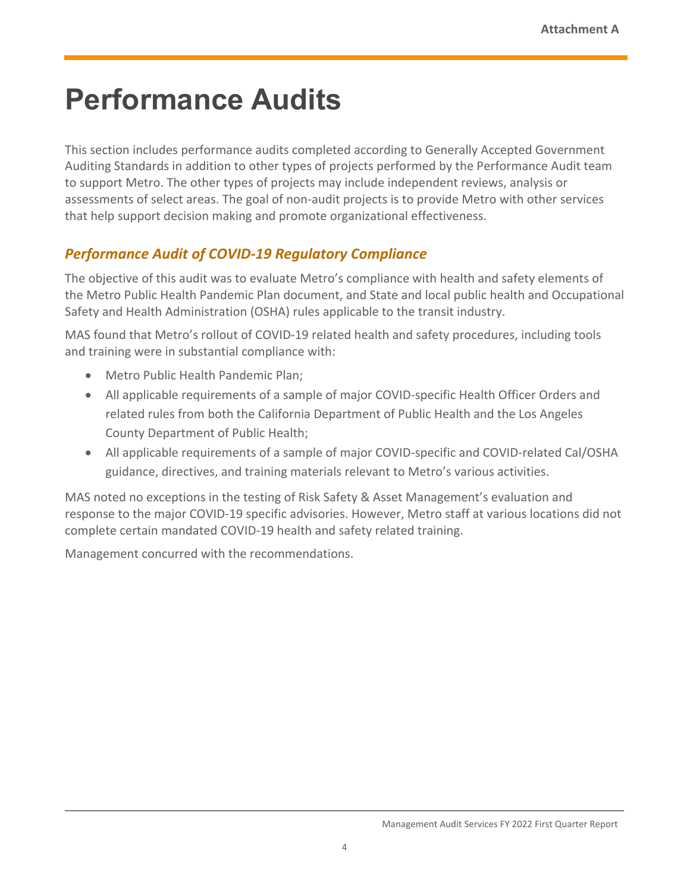# Performance Audits

This section includes performance audits completed according to Generally Accepted Government Auditing Standards in addition to other types of projects performed by the Performance Audit team to support Metro. The other types of projects may include independent reviews, analysis or assessments of select areas. The goal of non-audit projects is to provide Metro with other services that help support decision making and promote organizational effectiveness.

## *Performance Audit of COVID-19 Regulatory Compliance*

The objective of this audit was to evaluate Metro's compliance with health and safety elements of the Metro Public Health Pandemic Plan document, and State and local public health and Occupational Safety and Health Administration (OSHA) rules applicable to the transit industry.

MAS found that Metro's rollout of COVID-19 related health and safety procedures, including tools and training were in substantial compliance with:

- Metro Public Health Pandemic Plan;
- All applicable requirements of a sample of major COVID-specific Health Officer Orders and related rules from both the California Department of Public Health and the Los Angeles County Department of Public Health;
- All applicable requirements of a sample of major COVID-specific and COVID-related Cal/OSHA guidance, directives, and training materials relevant to Metro's various activities.

MAS noted no exceptions in the testing of Risk Safety & Asset Management's evaluation and response to the major COVID-19 specific advisories. However, Metro staff at various locations did not complete certain mandated COVID-19 health and safety related training.

Management concurred with the recommendations.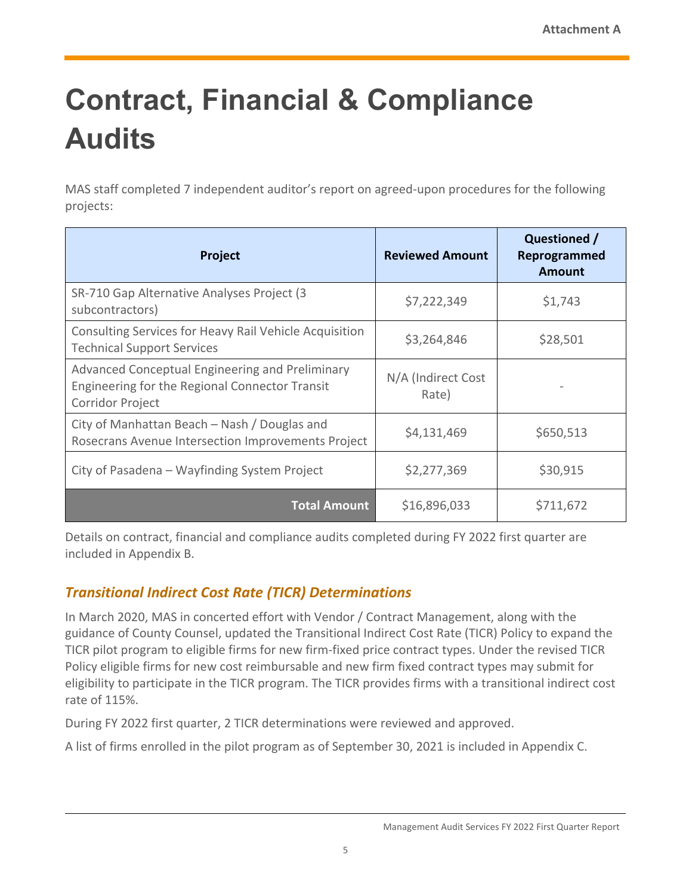Attachment A

# Contract, Financial & Compliance Audits

MAS staff completed 7 independent auditor's report on agreed-upon procedures for the following projects:

| Project | Reviewed Amount | Questioned / Reprogrammed Amount |
| --- | --- | --- |
| SR-710 Gap Alternative Analyses Project (3 subcontractors) | $7,222,349 | $1,743 |
| Consulting Services for Heavy Rail Vehicle Acquisition Technical Support Services | $3,264,846 | $28,501 |
| Advanced Conceptual Engineering and Preliminary Engineering for the Regional Connector Transit Corridor Project | N/A (Indirect Cost Rate) | - |
| City of Manhattan Beach – Nash / Douglas and Rosecrans Avenue Intersection Improvements Project | $4,131,469 | $650,513 |
| City of Pasadena – Wayfinding System Project | $2,277,369 | $30,915 |
| **Total Amount** | $16,896,033 | $711,672 |

Details on contract, financial and compliance audits completed during FY 2022 first quarter are included in Appendix B.

## *Transitional Indirect Cost Rate (TICR) Determinations*

In March 2020, MAS in concerted effort with Vendor / Contract Management, along with the guidance of County Counsel, updated the Transitional Indirect Cost Rate (TICR) Policy to expand the TICR pilot program to eligible firms for new firm-fixed price contract types. Under the revised TICR Policy eligible firms for new cost reimbursable and new firm fixed contract types may submit for eligibility to participate in the TICR program. The TICR provides firms with a transitional indirect cost rate of 115%.

During FY 2022 first quarter, 2 TICR determinations were reviewed and approved.

A list of firms enrolled in the pilot program as of September 30, 2021 is included in Appendix C.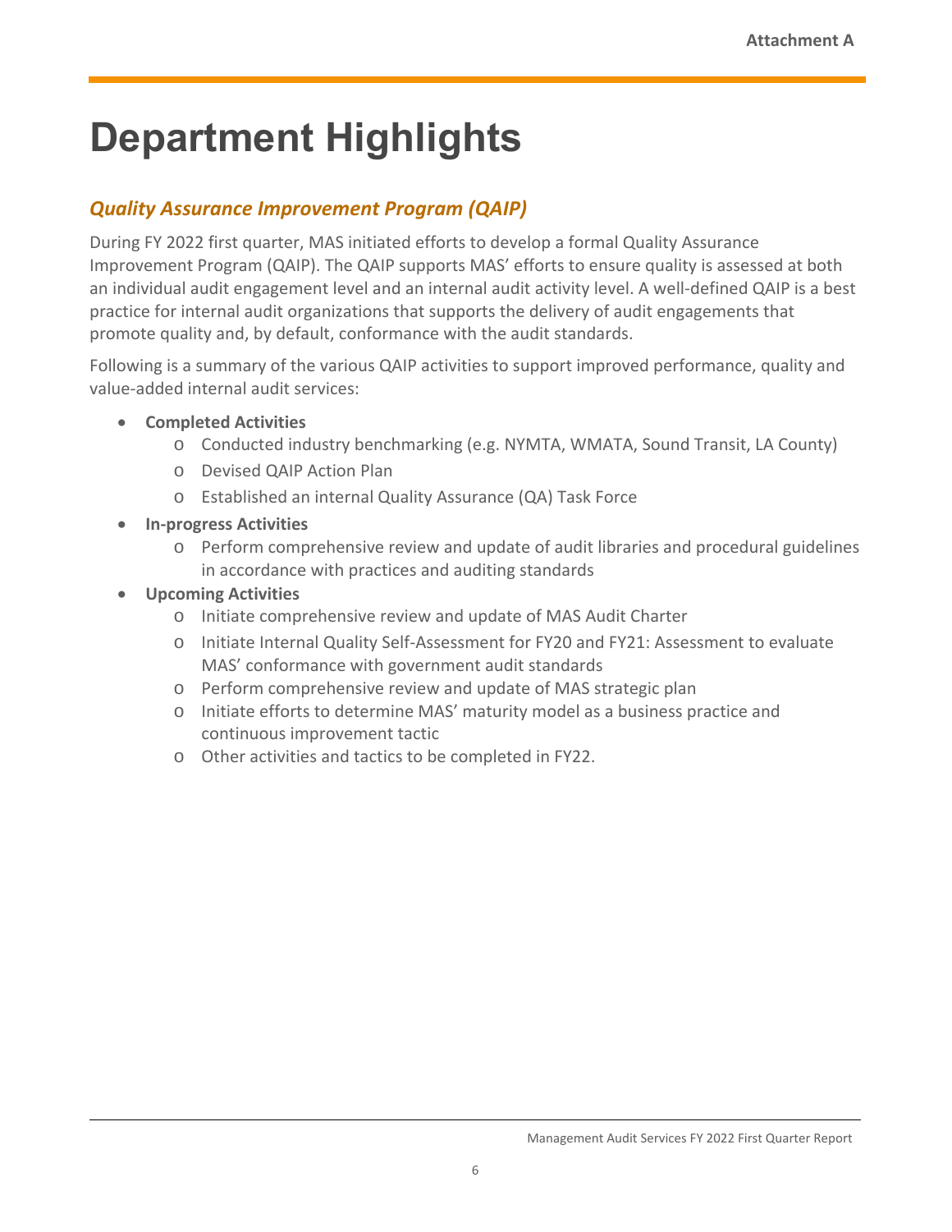# Department Highlights

## *Quality Assurance Improvement Program (QAIP)*

During FY 2022 first quarter, MAS initiated efforts to develop a formal Quality Assurance Improvement Program (QAIP). The QAIP supports MAS' efforts to ensure quality is assessed at both an individual audit engagement level and an internal audit activity level. A well-defined QAIP is a best practice for internal audit organizations that supports the delivery of audit engagements that promote quality and, by default, conformance with the audit standards.

Following is a summary of the various QAIP activities to support improved performance, quality and value-added internal audit services:

- **Completed Activities**
  - Conducted industry benchmarking (e.g. NYMTA, WMATA, Sound Transit, LA County)
  - Devised QAIP Action Plan
  - Established an internal Quality Assurance (QA) Task Force
- **In-progress Activities**
  - Perform comprehensive review and update of audit libraries and procedural guidelines in accordance with practices and auditing standards
- **Upcoming Activities**
  - Initiate comprehensive review and update of MAS Audit Charter
  - Initiate Internal Quality Self-Assessment for FY20 and FY21: Assessment to evaluate MAS' conformance with government audit standards
  - Perform comprehensive review and update of MAS strategic plan
  - Initiate efforts to determine MAS' maturity model as a business practice and continuous improvement tactic
  - Other activities and tactics to be completed in FY22.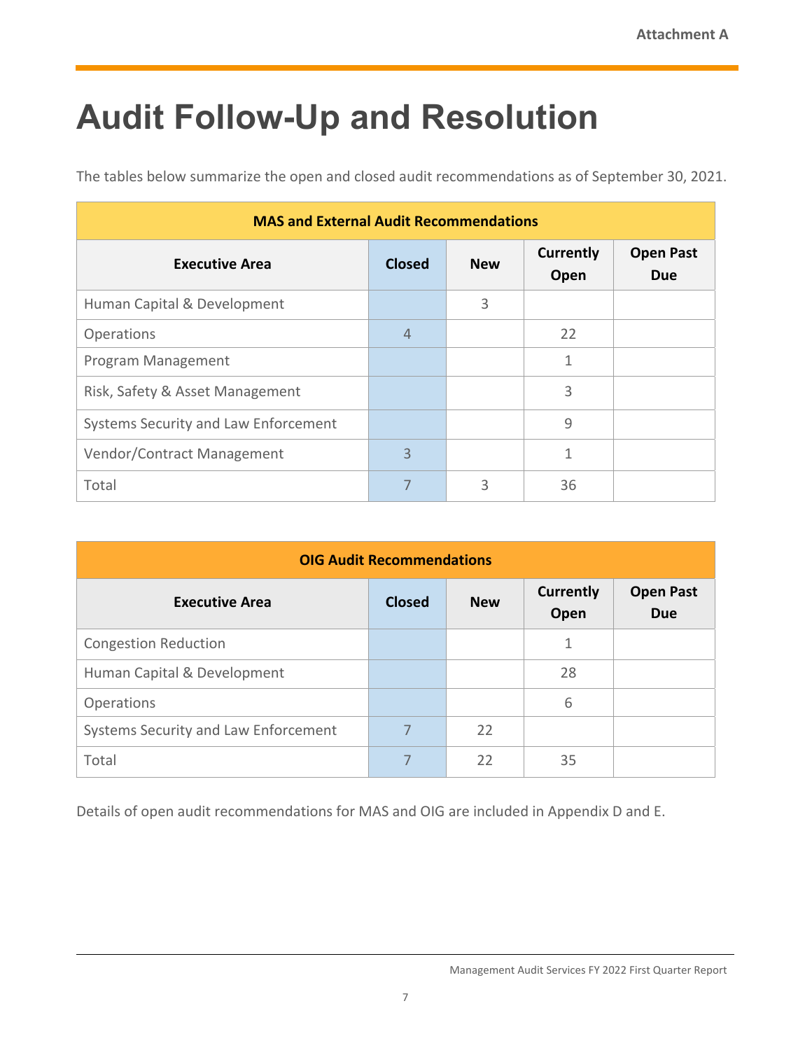Attachment A

# Audit Follow-Up and Resolution

The tables below summarize the open and closed audit recommendations as of September 30, 2021.

| MAS and External Audit Recommendations | | | | |
|---|---|---|---|---|
| **Executive Area** | **Closed** | **New** | **Currently Open** | **Open Past Due** |
| Human Capital & Development | | 3 | | |
| Operations | 4 | | 22 | |
| Program Management | | | 1 | |
| Risk, Safety & Asset Management | | | 3 | |
| Systems Security and Law Enforcement | | | 9 | |
| Vendor/Contract Management | 3 | | 1 | |
| Total | 7 | 3 | 36 | |

| OIG Audit Recommendations | | | | |
|---|---|---|---|---|
| **Executive Area** | **Closed** | **New** | **Currently Open** | **Open Past Due** |
| Congestion Reduction | | | 1 | |
| Human Capital & Development | | | 28 | |
| Operations | | | 6 | |
| Systems Security and Law Enforcement | 7 | 22 | | |
| Total | 7 | 22 | 35 | |

Details of open audit recommendations for MAS and OIG are included in Appendix D and E.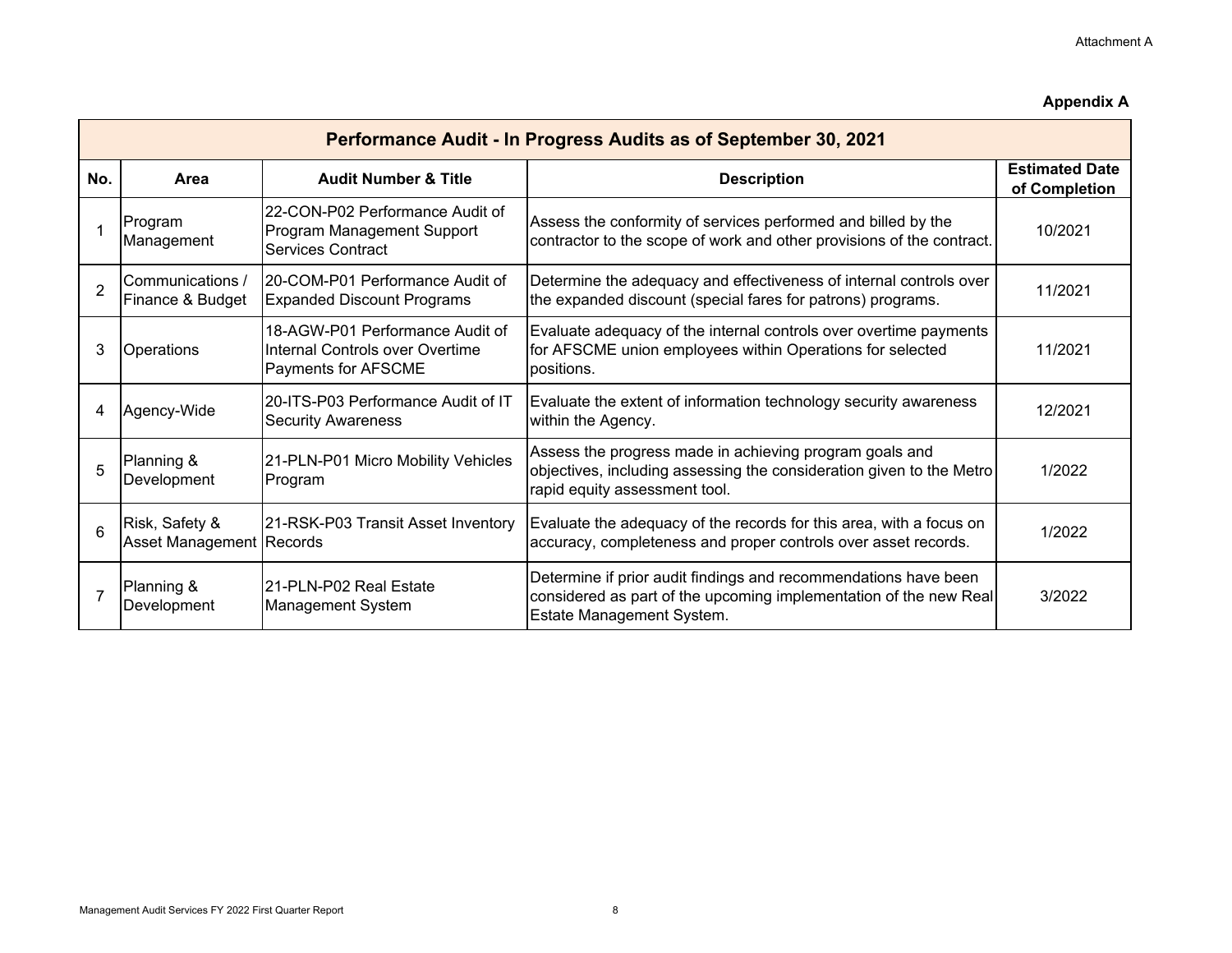Attachment A

**Appendix A**

| Performance Audit - In Progress Audits as of September 30, 2021 | | | | |
|---|---|---|---|---|
| **No.** | **Area** | **Audit Number & Title** | **Description** | **Estimated Date of Completion** |
| 1 | Program Management | 22-CON-P02 Performance Audit of Program Management Support Services Contract | Assess the conformity of services performed and billed by the contractor to the scope of work and other provisions of the contract. | 10/2021 |
| 2 | Communications / Finance & Budget | 20-COM-P01 Performance Audit of Expanded Discount Programs | Determine the adequacy and effectiveness of internal controls over the expanded discount (special fares for patrons) programs. | 11/2021 |
| 3 | Operations | 18-AGW-P01 Performance Audit of Internal Controls over Overtime Payments for AFSCME | Evaluate adequacy of the internal controls over overtime payments for AFSCME union employees within Operations for selected positions. | 11/2021 |
| 4 | Agency-Wide | 20-ITS-P03 Performance Audit of IT Security Awareness | Evaluate the extent of information technology security awareness within the Agency. | 12/2021 |
| 5 | Planning & Development | 21-PLN-P01 Micro Mobility Vehicles Program | Assess the progress made in achieving program goals and objectives, including assessing the consideration given to the Metro rapid equity assessment tool. | 1/2022 |
| 6 | Risk, Safety & Asset Management | 21-RSK-P03 Transit Asset Inventory Records | Evaluate the adequacy of the records for this area, with a focus on accuracy, completeness and proper controls over asset records. | 1/2022 |
| 7 | Planning & Development | 21-PLN-P02 Real Estate Management System | Determine if prior audit findings and recommendations have been considered as part of the upcoming implementation of the new Real Estate Management System. | 3/2022 |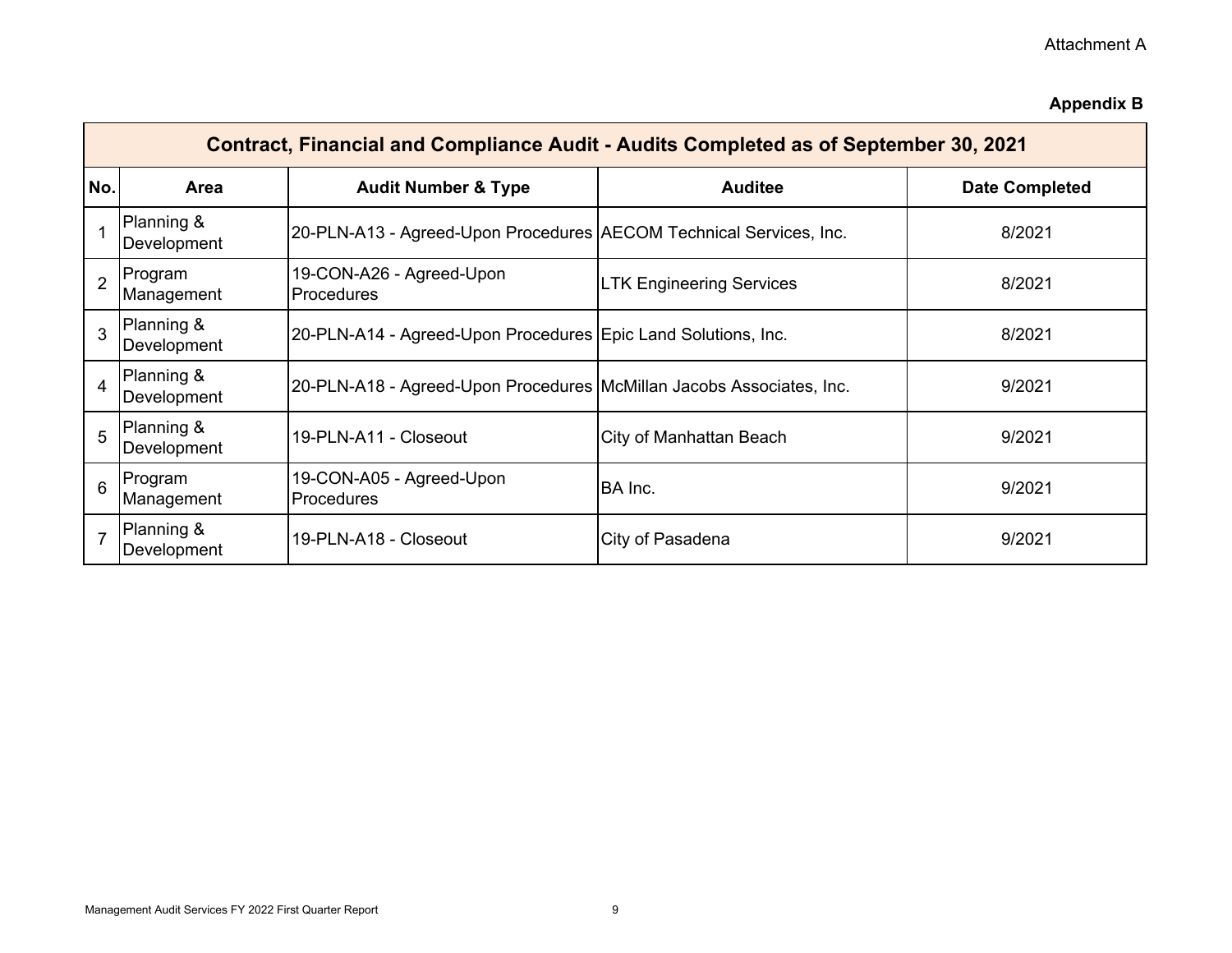Attachment A

**Appendix B**

| Contract, Financial and Compliance Audit - Audits Completed as of September 30, 2021 | | | | |
|---|---|---|---|---|
| **No.** | **Area** | **Audit Number & Type** | **Auditee** | **Date Completed** |
| 1 | Planning & Development | 20-PLN-A13 - Agreed-Upon Procedures | AECOM Technical Services, Inc. | 8/2021 |
| 2 | Program Management | 19-CON-A26 - Agreed-Upon Procedures | LTK Engineering Services | 8/2021 |
| 3 | Planning & Development | 20-PLN-A14 - Agreed-Upon Procedures | Epic Land Solutions, Inc. | 8/2021 |
| 4 | Planning & Development | 20-PLN-A18 - Agreed-Upon Procedures | McMillan Jacobs Associates, Inc. | 9/2021 |
| 5 | Planning & Development | 19-PLN-A11 - Closeout | City of Manhattan Beach | 9/2021 |
| 6 | Program Management | 19-CON-A05 - Agreed-Upon Procedures | BA Inc. | 9/2021 |
| 7 | Planning & Development | 19-PLN-A18 - Closeout | City of Pasadena | 9/2021 |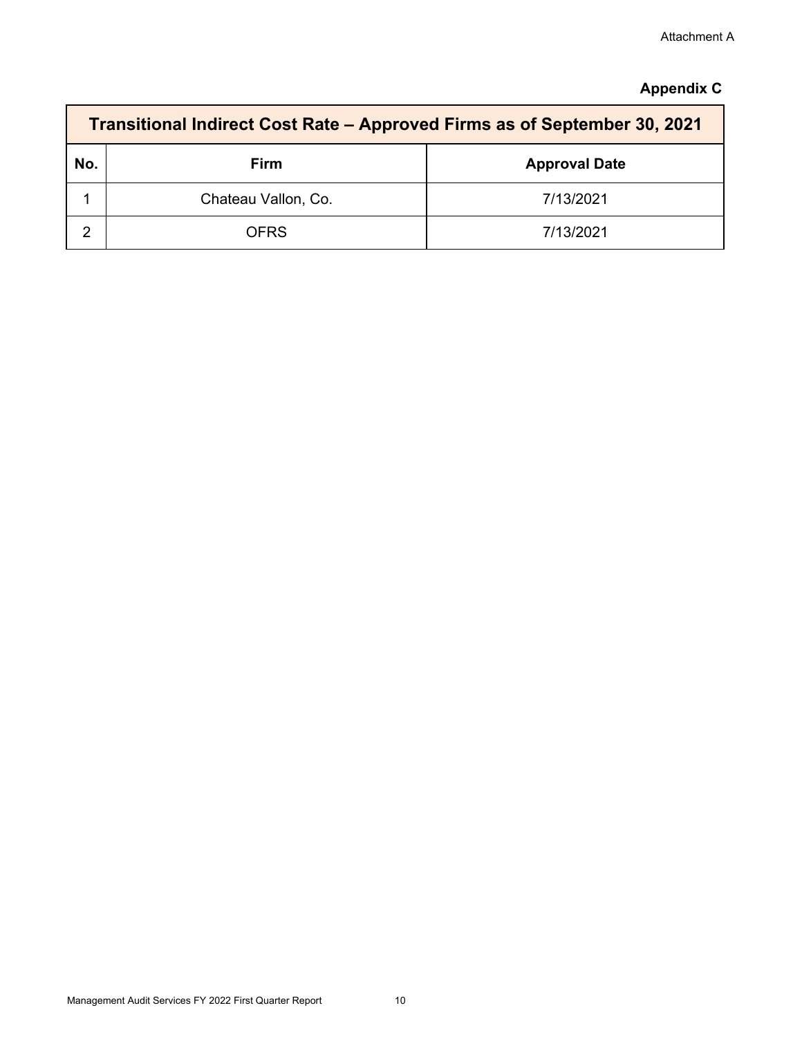Attachment A

**Appendix C**

| Transitional Indirect Cost Rate – Approved Firms as of September 30, 2021 | | |
|---|---|---|
| **No.** | **Firm** | **Approval Date** |
| 1 | Chateau Vallon, Co. | 7/13/2021 |
| 2 | OFRS | 7/13/2021 |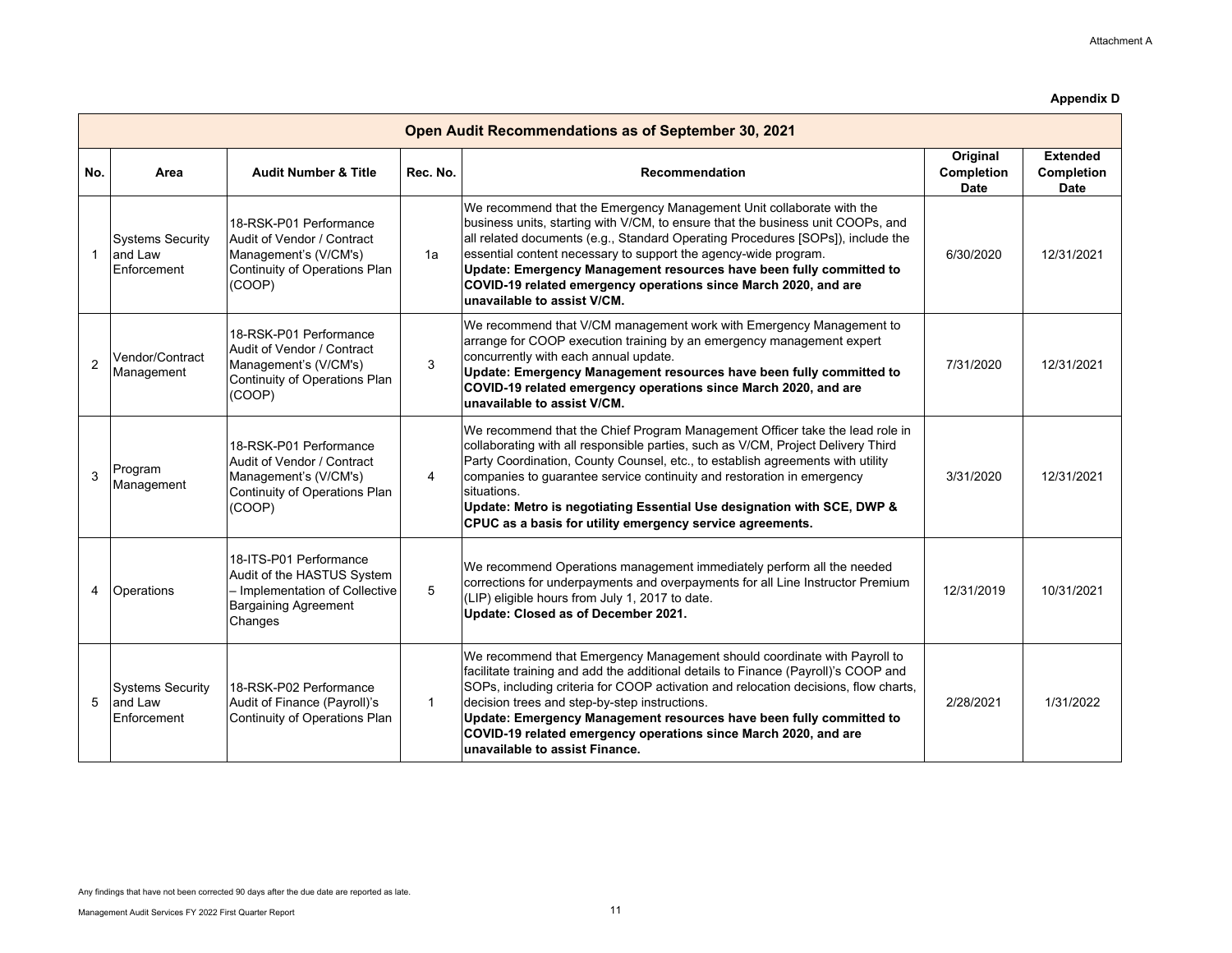Attachment A

**Appendix D**

| Open Audit Recommendations as of September 30, 2021 | | | | | | |
|---|---|---|---|---|---|---|
| **No.** | **Area** | **Audit Number & Title** | **Rec. No.** | **Recommendation** | **Original Completion Date** | **Extended Completion Date** |
| 1 | Systems Security and Law Enforcement | 18-RSK-P01 Performance Audit of Vendor / Contract Management's (V/CM's) Continuity of Operations Plan (COOP) | 1a | We recommend that the Emergency Management Unit collaborate with the business units, starting with V/CM, to ensure that the business unit COOPs, and all related documents (e.g., Standard Operating Procedures [SOPs]), include the essential content necessary to support the agency-wide program. **Update: Emergency Management resources have been fully committed to COVID-19 related emergency operations since March 2020, and are unavailable to assist V/CM.** | 6/30/2020 | 12/31/2021 |
| 2 | Vendor/Contract Management | 18-RSK-P01 Performance Audit of Vendor / Contract Management's (V/CM's) Continuity of Operations Plan (COOP) | 3 | We recommend that V/CM management work with Emergency Management to arrange for COOP execution training by an emergency management expert concurrently with each annual update. **Update: Emergency Management resources have been fully committed to COVID-19 related emergency operations since March 2020, and are unavailable to assist V/CM.** | 7/31/2020 | 12/31/2021 |
| 3 | Program Management | 18-RSK-P01 Performance Audit of Vendor / Contract Management's (V/CM's) Continuity of Operations Plan (COOP) | 4 | We recommend that the Chief Program Management Officer take the lead role in collaborating with all responsible parties, such as V/CM, Project Delivery Third Party Coordination, County Counsel, etc., to establish agreements with utility companies to guarantee service continuity and restoration in emergency situations. **Update: Metro is negotiating Essential Use designation with SCE, DWP & CPUC as a basis for utility emergency service agreements.** | 3/31/2020 | 12/31/2021 |
| 4 | Operations | 18-ITS-P01 Performance Audit of the HASTUS System – Implementation of Collective Bargaining Agreement Changes | 5 | We recommend Operations management immediately perform all the needed corrections for underpayments and overpayments for all Line Instructor Premium (LIP) eligible hours from July 1, 2017 to date. **Update: Closed as of December 2021.** | 12/31/2019 | 10/31/2021 |
| 5 | Systems Security and Law Enforcement | 18-RSK-P02 Performance Audit of Finance (Payroll)'s Continuity of Operations Plan | 1 | We recommend that Emergency Management should coordinate with Payroll to facilitate training and add the additional details to Finance (Payroll)'s COOP and SOPs, including criteria for COOP activation and relocation decisions, flow charts, decision trees and step-by-step instructions. **Update: Emergency Management resources have been fully committed to COVID-19 related emergency operations since March 2020, and are unavailable to assist Finance.** | 2/28/2021 | 1/31/2022 |

Any findings that have not been corrected 90 days after the due date are reported as late.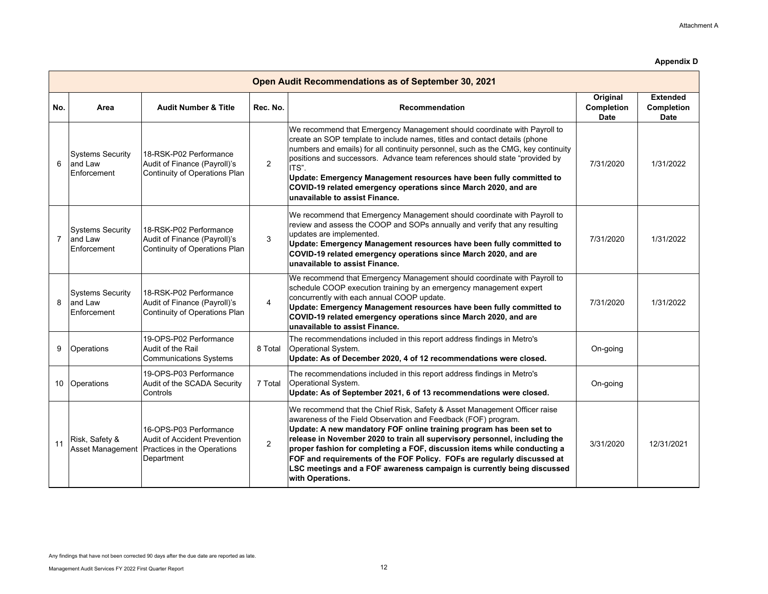Attachment A

**Appendix D**

| Open Audit Recommendations as of September 30, 2021 | | | | | | |
|---|---|---|---|---|---|---|
| **No.** | **Area** | **Audit Number & Title** | **Rec. No.** | **Recommendation** | **Original Completion Date** | **Extended Completion Date** |
| 6 | Systems Security and Law Enforcement | 18-RSK-P02 Performance Audit of Finance (Payroll)'s Continuity of Operations Plan | 2 | We recommend that Emergency Management should coordinate with Payroll to create an SOP template to include names, titles and contact details (phone numbers and emails) for all continuity personnel, such as the CMG, key continuity positions and successors. Advance team references should state "provided by ITS". **Update: Emergency Management resources have been fully committed to COVID-19 related emergency operations since March 2020, and are unavailable to assist Finance.** | 7/31/2020 | 1/31/2022 |
| 7 | Systems Security and Law Enforcement | 18-RSK-P02 Performance Audit of Finance (Payroll)'s Continuity of Operations Plan | 3 | We recommend that Emergency Management should coordinate with Payroll to review and assess the COOP and SOPs annually and verify that any resulting updates are implemented. **Update: Emergency Management resources have been fully committed to COVID-19 related emergency operations since March 2020, and are unavailable to assist Finance.** | 7/31/2020 | 1/31/2022 |
| 8 | Systems Security and Law Enforcement | 18-RSK-P02 Performance Audit of Finance (Payroll)'s Continuity of Operations Plan | 4 | We recommend that Emergency Management should coordinate with Payroll to schedule COOP execution training by an emergency management expert concurrently with each annual COOP update. **Update: Emergency Management resources have been fully committed to COVID-19 related emergency operations since March 2020, and are unavailable to assist Finance.** | 7/31/2020 | 1/31/2022 |
| 9 | Operations | 19-OPS-P02 Performance Audit of the Rail Communications Systems | 8 Total | The recommendations included in this report address findings in Metro's Operational System. **Update: As of December 2020, 4 of 12 recommendations were closed.** | On-going | |
| 10 | Operations | 19-OPS-P03 Performance Audit of the SCADA Security Controls | 7 Total | The recommendations included in this report address findings in Metro's Operational System. **Update: As of September 2021, 6 of 13 recommendations were closed.** | On-going | |
| 11 | Risk, Safety & Asset Management | 16-OPS-P03 Performance Audit of Accident Prevention Practices in the Operations Department | 2 | We recommend that the Chief Risk, Safety & Asset Management Officer raise awareness of the Field Observation and Feedback (FOF) program. **Update: A new mandatory FOF online training program has been set to release in November 2020 to train all supervisory personnel, including the proper fashion for completing a FOF, discussion items while conducting a FOF and requirements of the FOF Policy. FOFs are regularly discussed at LSC meetings and a FOF awareness campaign is currently being discussed with Operations.** | 3/31/2020 | 12/31/2021 |

Any findings that have not been corrected 90 days after the due date are reported as late.

Management Audit Services FY 2022 First Quarter Report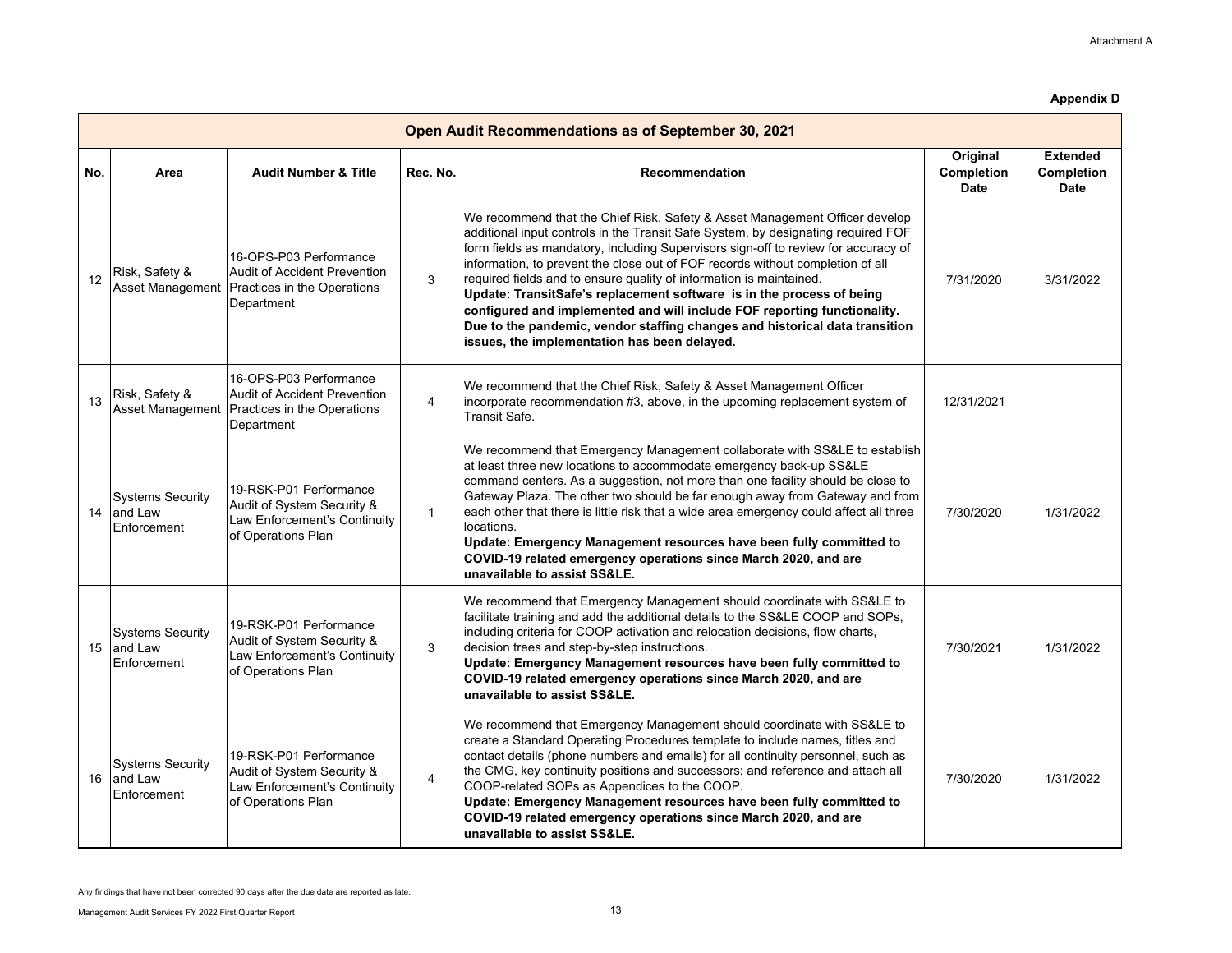Attachment A

**Appendix D**

| Open Audit Recommendations as of September 30, 2021 | | | | | | |
|---|---|---|---|---|---|---|
| **No.** | **Area** | **Audit Number & Title** | **Rec. No.** | **Recommendation** | **Original Completion Date** | **Extended Completion Date** |
| 12 | Risk, Safety & Asset Management | 16-OPS-P03 Performance Audit of Accident Prevention Practices in the Operations Department | 3 | We recommend that the Chief Risk, Safety & Asset Management Officer develop additional input controls in the Transit Safe System, by designating required FOF form fields as mandatory, including Supervisors sign-off to review for accuracy of information, to prevent the close out of FOF records without completion of all required fields and to ensure quality of information is maintained. **Update: TransitSafe's replacement software is in the process of being configured and implemented and will include FOF reporting functionality. Due to the pandemic, vendor staffing changes and historical data transition issues, the implementation has been delayed.** | 7/31/2020 | 3/31/2022 |
| 13 | Risk, Safety & Asset Management | 16-OPS-P03 Performance Audit of Accident Prevention Practices in the Operations Department | 4 | We recommend that the Chief Risk, Safety & Asset Management Officer incorporate recommendation #3, above, in the upcoming replacement system of Transit Safe. | 12/31/2021 | |
| 14 | Systems Security and Law Enforcement | 19-RSK-P01 Performance Audit of System Security & Law Enforcement's Continuity of Operations Plan | 1 | We recommend that Emergency Management collaborate with SS&LE to establish at least three new locations to accommodate emergency back-up SS&LE command centers. As a suggestion, not more than one facility should be close to Gateway Plaza. The other two should be far enough away from Gateway and from each other that there is little risk that a wide area emergency could affect all three locations. **Update: Emergency Management resources have been fully committed to COVID-19 related emergency operations since March 2020, and are unavailable to assist SS&LE.** | 7/30/2020 | 1/31/2022 |
| 15 | Systems Security and Law Enforcement | 19-RSK-P01 Performance Audit of System Security & Law Enforcement's Continuity of Operations Plan | 3 | We recommend that Emergency Management should coordinate with SS&LE to facilitate training and add the additional details to the SS&LE COOP and SOPs, including criteria for COOP activation and relocation decisions, flow charts, decision trees and step-by-step instructions. **Update: Emergency Management resources have been fully committed to COVID-19 related emergency operations since March 2020, and are unavailable to assist SS&LE.** | 7/30/2021 | 1/31/2022 |
| 16 | Systems Security and Law Enforcement | 19-RSK-P01 Performance Audit of System Security & Law Enforcement's Continuity of Operations Plan | 4 | We recommend that Emergency Management should coordinate with SS&LE to create a Standard Operating Procedures template to include names, titles and contact details (phone numbers and emails) for all continuity personnel, such as the CMG, key continuity positions and successors; and reference and attach all COOP-related SOPs as Appendices to the COOP. **Update: Emergency Management resources have been fully committed to COVID-19 related emergency operations since March 2020, and are unavailable to assist SS&LE.** | 7/30/2020 | 1/31/2022 |

Any findings that have not been corrected 90 days after the due date are reported as late.

Management Audit Services FY 2022 First Quarter Report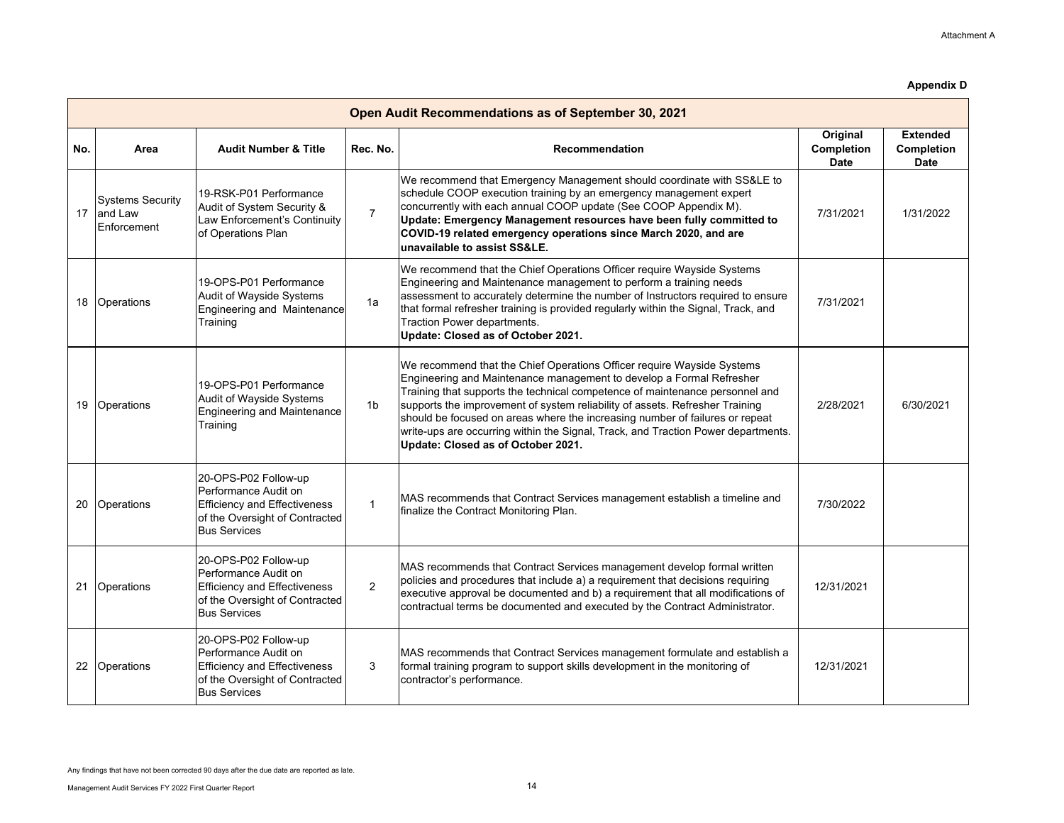Attachment A

**Appendix D**

| Open Audit Recommendations as of September 30, 2021 | | | | | | |
|---|---|---|---|---|---|---|
| **No.** | **Area** | **Audit Number & Title** | **Rec. No.** | **Recommendation** | **Original Completion Date** | **Extended Completion Date** |
| 17 | Systems Security and Law Enforcement | 19-RSK-P01 Performance Audit of System Security & Law Enforcement's Continuity of Operations Plan | 7 | We recommend that Emergency Management should coordinate with SS&LE to schedule COOP execution training by an emergency management expert concurrently with each annual COOP update (See COOP Appendix M). **Update: Emergency Management resources have been fully committed to COVID-19 related emergency operations since March 2020, and are unavailable to assist SS&LE.** | 7/31/2021 | 1/31/2022 |
| 18 | Operations | 19-OPS-P01 Performance Audit of Wayside Systems Engineering and Maintenance Training | 1a | We recommend that the Chief Operations Officer require Wayside Systems Engineering and Maintenance management to perform a training needs assessment to accurately determine the number of Instructors required to ensure that formal refresher training is provided regularly within the Signal, Track, and Traction Power departments. **Update: Closed as of October 2021.** | 7/31/2021 | |
| 19 | Operations | 19-OPS-P01 Performance Audit of Wayside Systems Engineering and Maintenance Training | 1b | We recommend that the Chief Operations Officer require Wayside Systems Engineering and Maintenance management to develop a Formal Refresher Training that supports the technical competence of maintenance personnel and supports the improvement of system reliability of assets. Refresher Training should be focused on areas where the increasing number of failures or repeat write-ups are occurring within the Signal, Track, and Traction Power departments. **Update: Closed as of October 2021.** | 2/28/2021 | 6/30/2021 |
| 20 | Operations | 20-OPS-P02 Follow-up Performance Audit on Efficiency and Effectiveness of the Oversight of Contracted Bus Services | 1 | MAS recommends that Contract Services management establish a timeline and finalize the Contract Monitoring Plan. | 7/30/2022 | |
| 21 | Operations | 20-OPS-P02 Follow-up Performance Audit on Efficiency and Effectiveness of the Oversight of Contracted Bus Services | 2 | MAS recommends that Contract Services management develop formal written policies and procedures that include a) a requirement that decisions requiring executive approval be documented and b) a requirement that all modifications of contractual terms be documented and executed by the Contract Administrator. | 12/31/2021 | |
| 22 | Operations | 20-OPS-P02 Follow-up Performance Audit on Efficiency and Effectiveness of the Oversight of Contracted Bus Services | 3 | MAS recommends that Contract Services management formulate and establish a formal training program to support skills development in the monitoring of contractor's performance. | 12/31/2021 | |

Any findings that have not been corrected 90 days after the due date are reported as late.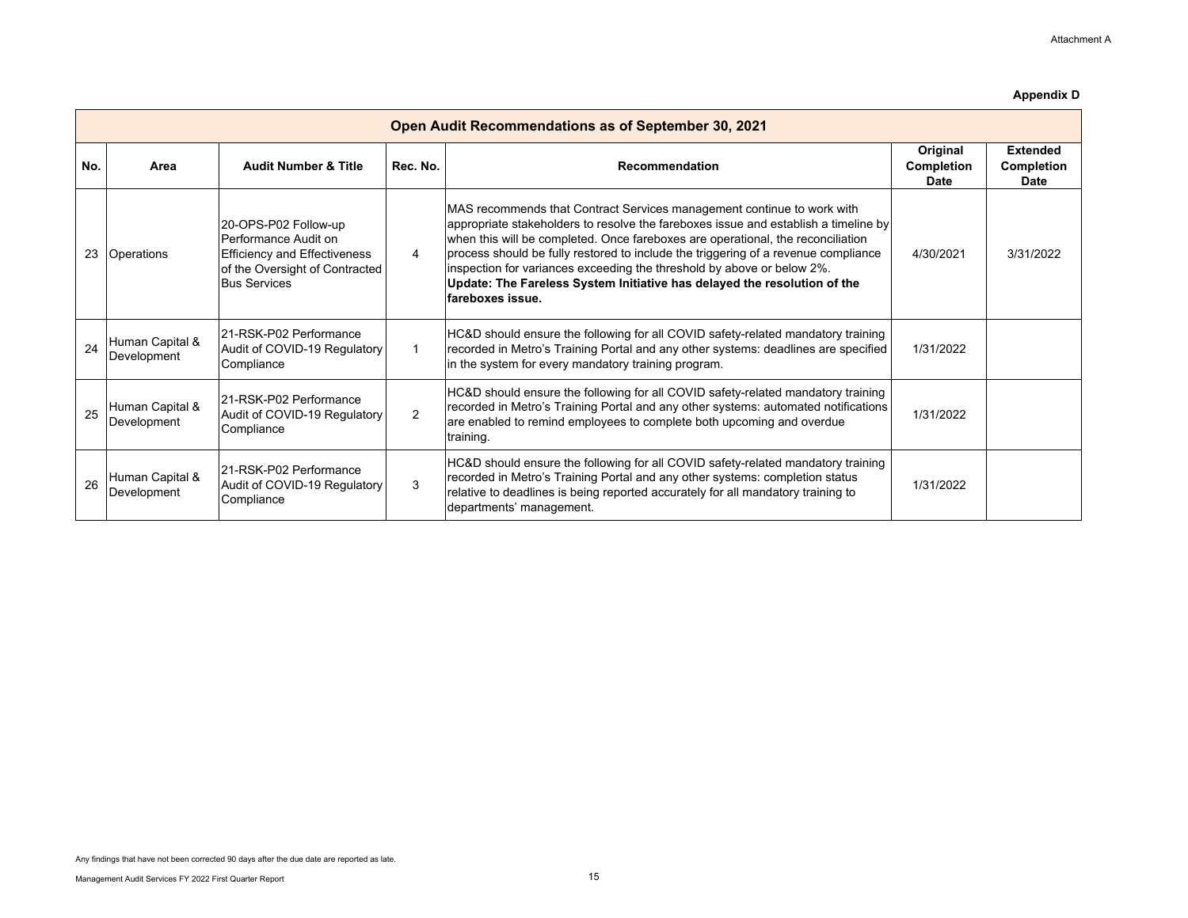Attachment A

**Appendix D**

| Open Audit Recommendations as of September 30, 2021 | | | | | | |
|---|---|---|---|---|---|---|
| **No.** | **Area** | **Audit Number & Title** | **Rec. No.** | **Recommendation** | **Original Completion Date** | **Extended Completion Date** |
| 23 | Operations | 20-OPS-P02 Follow-up Performance Audit on Efficiency and Effectiveness of the Oversight of Contracted Bus Services | 4 | MAS recommends that Contract Services management continue to work with appropriate stakeholders to resolve the fareboxes issue and establish a timeline by when this will be completed. Once fareboxes are operational, the reconciliation process should be fully restored to include the triggering of a revenue compliance inspection for variances exceeding the threshold by above or below 2%. **Update: The Fareless System Initiative has delayed the resolution of the fareboxes issue.** | 4/30/2021 | 3/31/2022 |
| 24 | Human Capital & Development | 21-RSK-P02 Performance Audit of COVID-19 Regulatory Compliance | 1 | HC&D should ensure the following for all COVID safety-related mandatory training recorded in Metro's Training Portal and any other systems: deadlines are specified in the system for every mandatory training program. | 1/31/2022 | |
| 25 | Human Capital & Development | 21-RSK-P02 Performance Audit of COVID-19 Regulatory Compliance | 2 | HC&D should ensure the following for all COVID safety-related mandatory training recorded in Metro's Training Portal and any other systems: automated notifications are enabled to remind employees to complete both upcoming and overdue training. | 1/31/2022 | |
| 26 | Human Capital & Development | 21-RSK-P02 Performance Audit of COVID-19 Regulatory Compliance | 3 | HC&D should ensure the following for all COVID safety-related mandatory training recorded in Metro's Training Portal and any other systems: completion status relative to deadlines is being reported accurately for all mandatory training to departments' management. | 1/31/2022 | |

Any findings that have not been corrected 90 days after the due date are reported as late.

Management Audit Services FY 2022 First Quarter Report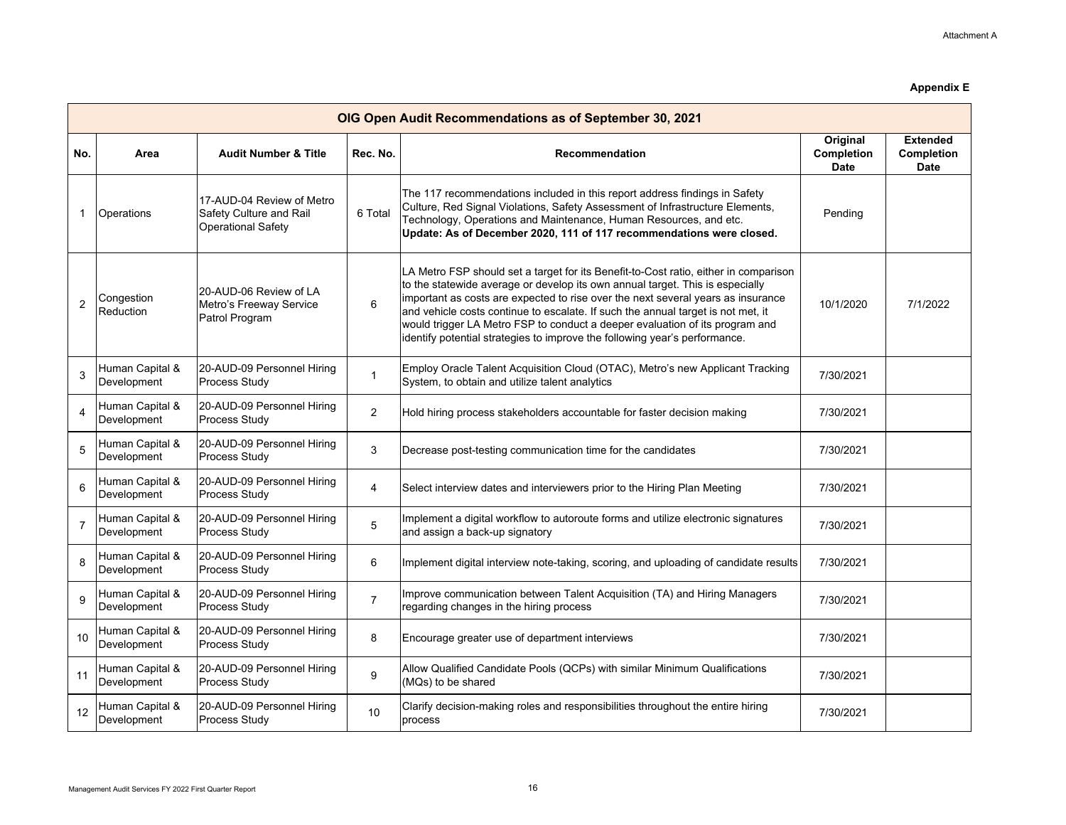Attachment A

**Appendix E**

| OIG Open Audit Recommendations as of September 30, 2021 | | | | | | |
|---|---|---|---|---|---|---|
| **No.** | **Area** | **Audit Number & Title** | **Rec. No.** | **Recommendation** | **Original Completion Date** | **Extended Completion Date** |
| 1 | Operations | 17-AUD-04 Review of Metro Safety Culture and Rail Operational Safety | 6 Total | The 117 recommendations included in this report address findings in Safety Culture, Red Signal Violations, Safety Assessment of Infrastructure Elements, Technology, Operations and Maintenance, Human Resources, and etc. **Update: As of December 2020, 111 of 117 recommendations were closed.** | Pending | |
| 2 | Congestion Reduction | 20-AUD-06 Review of LA Metro's Freeway Service Patrol Program | 6 | LA Metro FSP should set a target for its Benefit-to-Cost ratio, either in comparison to the statewide average or develop its own annual target. This is especially important as costs are expected to rise over the next several years as insurance and vehicle costs continue to escalate. If such the annual target is not met, it would trigger LA Metro FSP to conduct a deeper evaluation of its program and identify potential strategies to improve the following year's performance. | 10/1/2020 | 7/1/2022 |
| 3 | Human Capital & Development | 20-AUD-09 Personnel Hiring Process Study | 1 | Employ Oracle Talent Acquisition Cloud (OTAC), Metro's new Applicant Tracking System, to obtain and utilize talent analytics | 7/30/2021 | |
| 4 | Human Capital & Development | 20-AUD-09 Personnel Hiring Process Study | 2 | Hold hiring process stakeholders accountable for faster decision making | 7/30/2021 | |
| 5 | Human Capital & Development | 20-AUD-09 Personnel Hiring Process Study | 3 | Decrease post-testing communication time for the candidates | 7/30/2021 | |
| 6 | Human Capital & Development | 20-AUD-09 Personnel Hiring Process Study | 4 | Select interview dates and interviewers prior to the Hiring Plan Meeting | 7/30/2021 | |
| 7 | Human Capital & Development | 20-AUD-09 Personnel Hiring Process Study | 5 | Implement a digital workflow to autoroute forms and utilize electronic signatures and assign a back-up signatory | 7/30/2021 | |
| 8 | Human Capital & Development | 20-AUD-09 Personnel Hiring Process Study | 6 | Implement digital interview note-taking, scoring, and uploading of candidate results | 7/30/2021 | |
| 9 | Human Capital & Development | 20-AUD-09 Personnel Hiring Process Study | 7 | Improve communication between Talent Acquisition (TA) and Hiring Managers regarding changes in the hiring process | 7/30/2021 | |
| 10 | Human Capital & Development | 20-AUD-09 Personnel Hiring Process Study | 8 | Encourage greater use of department interviews | 7/30/2021 | |
| 11 | Human Capital & Development | 20-AUD-09 Personnel Hiring Process Study | 9 | Allow Qualified Candidate Pools (QCPs) with similar Minimum Qualifications (MQs) to be shared | 7/30/2021 | |
| 12 | Human Capital & Development | 20-AUD-09 Personnel Hiring Process Study | 10 | Clarify decision-making roles and responsibilities throughout the entire hiring process | 7/30/2021 | |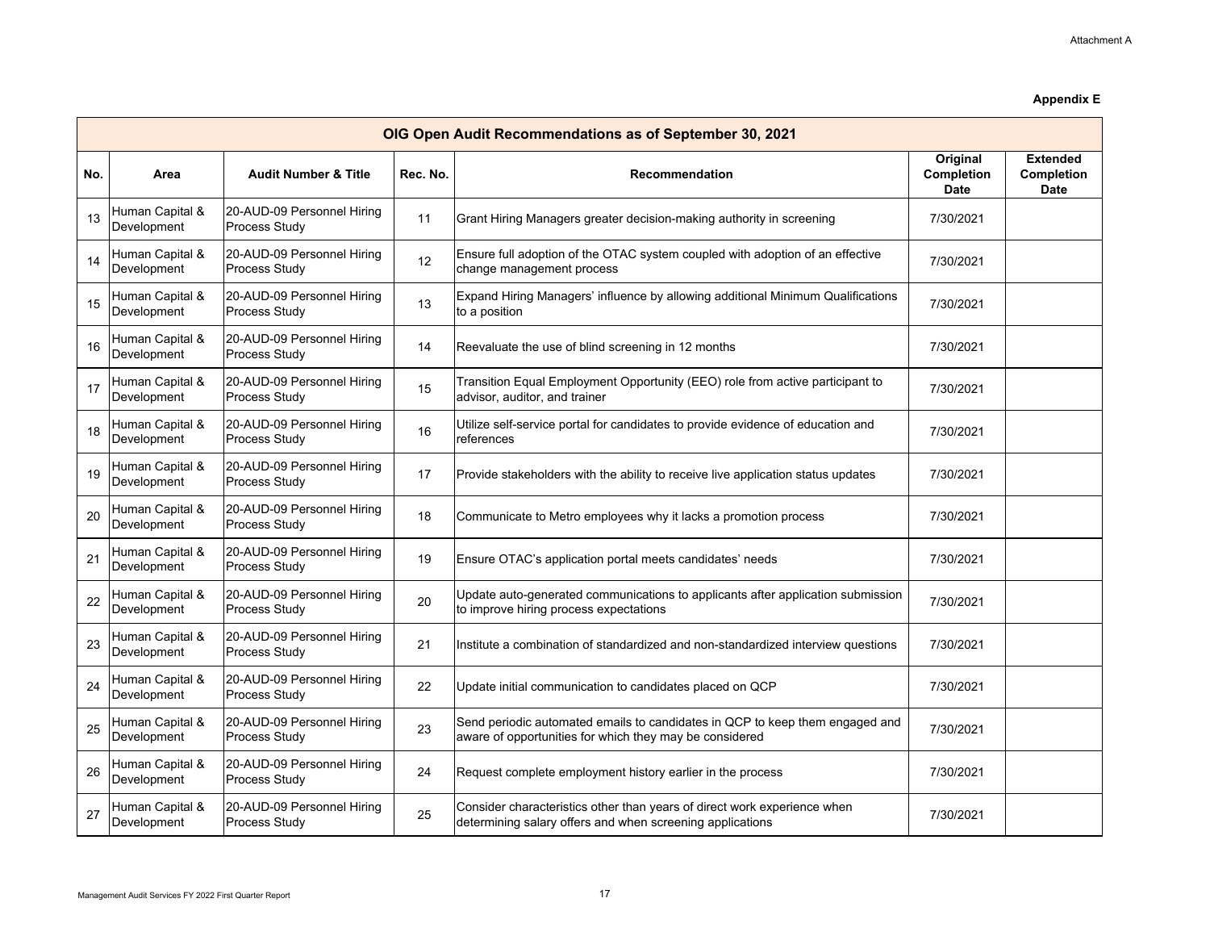Attachment A

**Appendix E**

| OIG Open Audit Recommendations as of September 30, 2021 | | | | | | |
|---|---|---|---|---|---|---|
| **No.** | **Area** | **Audit Number & Title** | **Rec. No.** | **Recommendation** | **Original Completion Date** | **Extended Completion Date** |
| 13 | Human Capital & Development | 20-AUD-09 Personnel Hiring Process Study | 11 | Grant Hiring Managers greater decision-making authority in screening | 7/30/2021 | |
| 14 | Human Capital & Development | 20-AUD-09 Personnel Hiring Process Study | 12 | Ensure full adoption of the OTAC system coupled with adoption of an effective change management process | 7/30/2021 | |
| 15 | Human Capital & Development | 20-AUD-09 Personnel Hiring Process Study | 13 | Expand Hiring Managers' influence by allowing additional Minimum Qualifications to a position | 7/30/2021 | |
| 16 | Human Capital & Development | 20-AUD-09 Personnel Hiring Process Study | 14 | Reevaluate the use of blind screening in 12 months | 7/30/2021 | |
| 17 | Human Capital & Development | 20-AUD-09 Personnel Hiring Process Study | 15 | Transition Equal Employment Opportunity (EEO) role from active participant to advisor, auditor, and trainer | 7/30/2021 | |
| 18 | Human Capital & Development | 20-AUD-09 Personnel Hiring Process Study | 16 | Utilize self-service portal for candidates to provide evidence of education and references | 7/30/2021 | |
| 19 | Human Capital & Development | 20-AUD-09 Personnel Hiring Process Study | 17 | Provide stakeholders with the ability to receive live application status updates | 7/30/2021 | |
| 20 | Human Capital & Development | 20-AUD-09 Personnel Hiring Process Study | 18 | Communicate to Metro employees why it lacks a promotion process | 7/30/2021 | |
| 21 | Human Capital & Development | 20-AUD-09 Personnel Hiring Process Study | 19 | Ensure OTAC's application portal meets candidates' needs | 7/30/2021 | |
| 22 | Human Capital & Development | 20-AUD-09 Personnel Hiring Process Study | 20 | Update auto-generated communications to applicants after application submission to improve hiring process expectations | 7/30/2021 | |
| 23 | Human Capital & Development | 20-AUD-09 Personnel Hiring Process Study | 21 | Institute a combination of standardized and non-standardized interview questions | 7/30/2021 | |
| 24 | Human Capital & Development | 20-AUD-09 Personnel Hiring Process Study | 22 | Update initial communication to candidates placed on QCP | 7/30/2021 | |
| 25 | Human Capital & Development | 20-AUD-09 Personnel Hiring Process Study | 23 | Send periodic automated emails to candidates in QCP to keep them engaged and aware of opportunities for which they may be considered | 7/30/2021 | |
| 26 | Human Capital & Development | 20-AUD-09 Personnel Hiring Process Study | 24 | Request complete employment history earlier in the process | 7/30/2021 | |
| 27 | Human Capital & Development | 20-AUD-09 Personnel Hiring Process Study | 25 | Consider characteristics other than years of direct work experience when determining salary offers and when screening applications | 7/30/2021 | |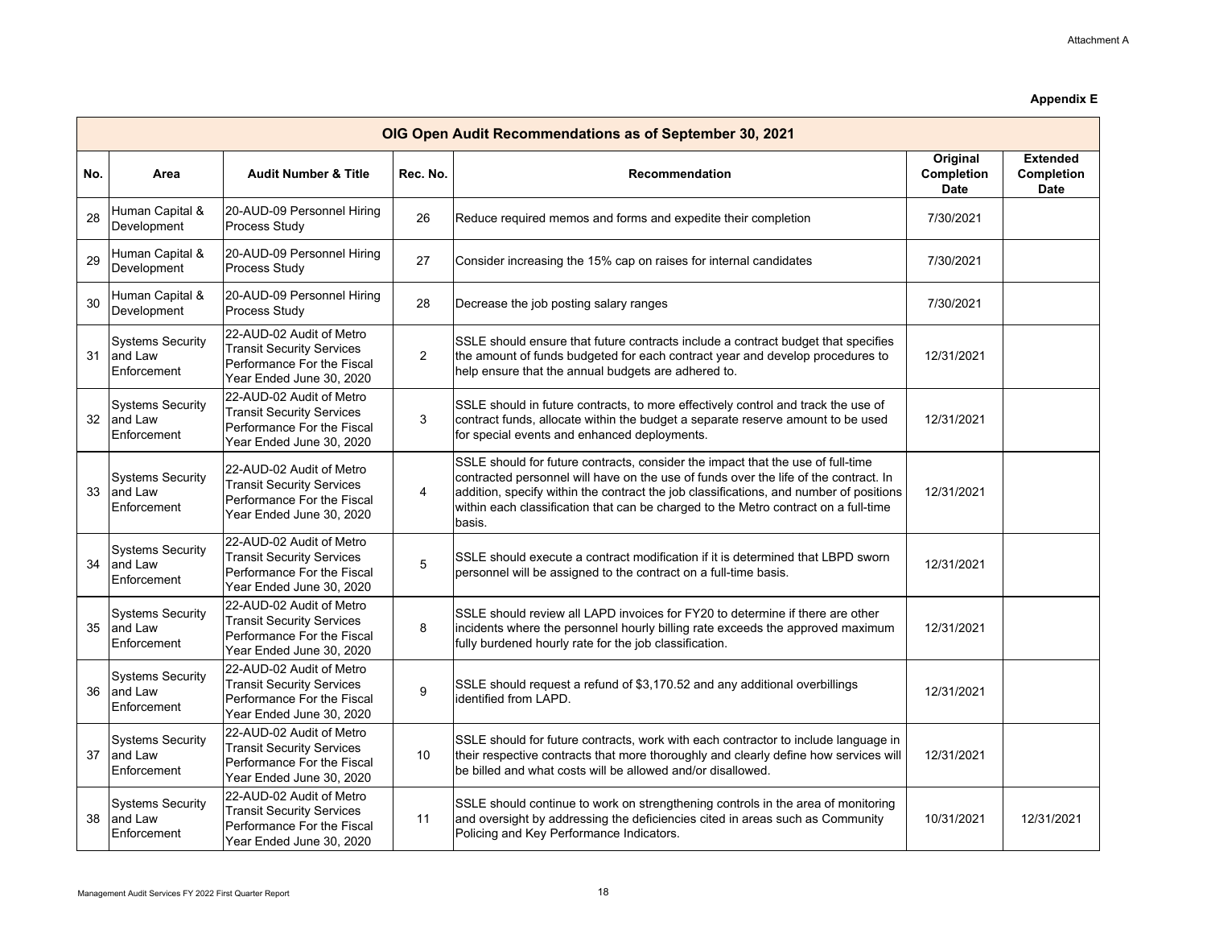Attachment A

**Appendix E**

| OIG Open Audit Recommendations as of September 30, 2021 | | | | | | |
|---|---|---|---|---|---|---|
| **No.** | **Area** | **Audit Number & Title** | **Rec. No.** | **Recommendation** | **Original Completion Date** | **Extended Completion Date** |
| 28 | Human Capital & Development | 20-AUD-09 Personnel Hiring Process Study | 26 | Reduce required memos and forms and expedite their completion | 7/30/2021 | |
| 29 | Human Capital & Development | 20-AUD-09 Personnel Hiring Process Study | 27 | Consider increasing the 15% cap on raises for internal candidates | 7/30/2021 | |
| 30 | Human Capital & Development | 20-AUD-09 Personnel Hiring Process Study | 28 | Decrease the job posting salary ranges | 7/30/2021 | |
| 31 | Systems Security and Law Enforcement | 22-AUD-02 Audit of Metro Transit Security Services Performance For the Fiscal Year Ended June 30, 2020 | 2 | SSLE should ensure that future contracts include a contract budget that specifies the amount of funds budgeted for each contract year and develop procedures to help ensure that the annual budgets are adhered to. | 12/31/2021 | |
| 32 | Systems Security and Law Enforcement | 22-AUD-02 Audit of Metro Transit Security Services Performance For the Fiscal Year Ended June 30, 2020 | 3 | SSLE should in future contracts, to more effectively control and track the use of contract funds, allocate within the budget a separate reserve amount to be used for special events and enhanced deployments. | 12/31/2021 | |
| 33 | Systems Security and Law Enforcement | 22-AUD-02 Audit of Metro Transit Security Services Performance For the Fiscal Year Ended June 30, 2020 | 4 | SSLE should for future contracts, consider the impact that the use of full-time contracted personnel will have on the use of funds over the life of the contract. In addition, specify within the contract the job classifications, and number of positions within each classification that can be charged to the Metro contract on a full-time basis. | 12/31/2021 | |
| 34 | Systems Security and Law Enforcement | 22-AUD-02 Audit of Metro Transit Security Services Performance For the Fiscal Year Ended June 30, 2020 | 5 | SSLE should execute a contract modification if it is determined that LBPD sworn personnel will be assigned to the contract on a full-time basis. | 12/31/2021 | |
| 35 | Systems Security and Law Enforcement | 22-AUD-02 Audit of Metro Transit Security Services Performance For the Fiscal Year Ended June 30, 2020 | 8 | SSLE should review all LAPD invoices for FY20 to determine if there are other incidents where the personnel hourly billing rate exceeds the approved maximum fully burdened hourly rate for the job classification. | 12/31/2021 | |
| 36 | Systems Security and Law Enforcement | 22-AUD-02 Audit of Metro Transit Security Services Performance For the Fiscal Year Ended June 30, 2020 | 9 | SSLE should request a refund of $3,170.52 and any additional overbillings identified from LAPD. | 12/31/2021 | |
| 37 | Systems Security and Law Enforcement | 22-AUD-02 Audit of Metro Transit Security Services Performance For the Fiscal Year Ended June 30, 2020 | 10 | SSLE should for future contracts, work with each contractor to include language in their respective contracts that more thoroughly and clearly define how services will be billed and what costs will be allowed and/or disallowed. | 12/31/2021 | |
| 38 | Systems Security and Law Enforcement | 22-AUD-02 Audit of Metro Transit Security Services Performance For the Fiscal Year Ended June 30, 2020 | 11 | SSLE should continue to work on strengthening controls in the area of monitoring and oversight by addressing the deficiencies cited in areas such as Community Policing and Key Performance Indicators. | 10/31/2021 | 12/31/2021 |

Management Audit Services FY 2022 First Quarter Report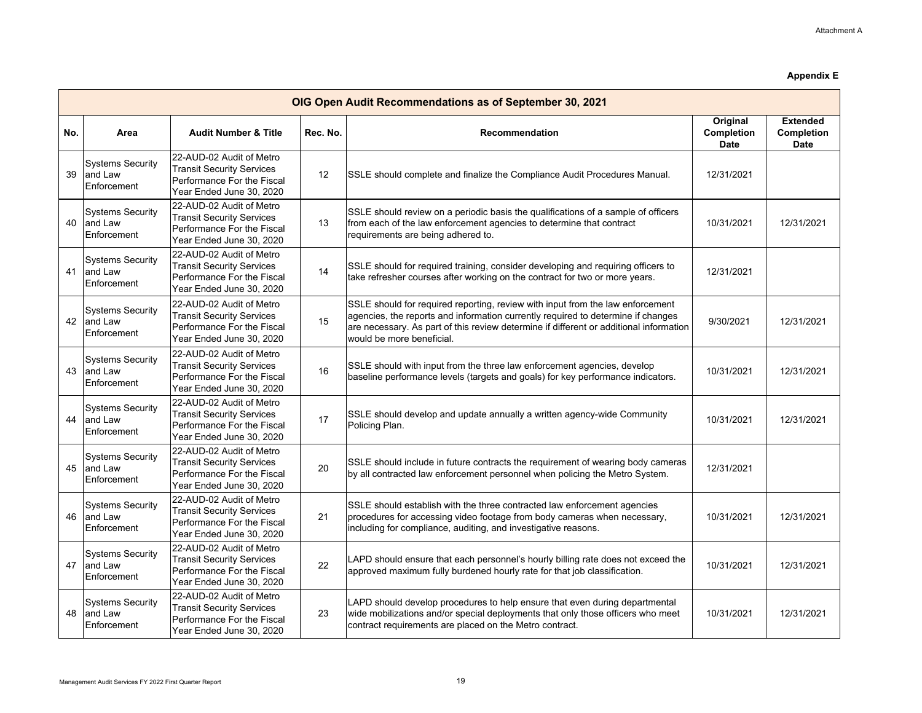Attachment A

**Appendix E**

| OIG Open Audit Recommendations as of September 30, 2021 | | | | | | |
|---|---|---|---|---|---|---|
| **No.** | **Area** | **Audit Number & Title** | **Rec. No.** | **Recommendation** | **Original Completion Date** | **Extended Completion Date** |
| 39 | Systems Security and Law Enforcement | 22-AUD-02 Audit of Metro Transit Security Services Performance For the Fiscal Year Ended June 30, 2020 | 12 | SSLE should complete and finalize the Compliance Audit Procedures Manual. | 12/31/2021 | |
| 40 | Systems Security and Law Enforcement | 22-AUD-02 Audit of Metro Transit Security Services Performance For the Fiscal Year Ended June 30, 2020 | 13 | SSLE should review on a periodic basis the qualifications of a sample of officers from each of the law enforcement agencies to determine that contract requirements are being adhered to. | 10/31/2021 | 12/31/2021 |
| 41 | Systems Security and Law Enforcement | 22-AUD-02 Audit of Metro Transit Security Services Performance For the Fiscal Year Ended June 30, 2020 | 14 | SSLE should for required training, consider developing and requiring officers to take refresher courses after working on the contract for two or more years. | 12/31/2021 | |
| 42 | Systems Security and Law Enforcement | 22-AUD-02 Audit of Metro Transit Security Services Performance For the Fiscal Year Ended June 30, 2020 | 15 | SSLE should for required reporting, review with input from the law enforcement agencies, the reports and information currently required to determine if changes are necessary. As part of this review determine if different or additional information would be more beneficial. | 9/30/2021 | 12/31/2021 |
| 43 | Systems Security and Law Enforcement | 22-AUD-02 Audit of Metro Transit Security Services Performance For the Fiscal Year Ended June 30, 2020 | 16 | SSLE should with input from the three law enforcement agencies, develop baseline performance levels (targets and goals) for key performance indicators. | 10/31/2021 | 12/31/2021 |
| 44 | Systems Security and Law Enforcement | 22-AUD-02 Audit of Metro Transit Security Services Performance For the Fiscal Year Ended June 30, 2020 | 17 | SSLE should develop and update annually a written agency-wide Community Policing Plan. | 10/31/2021 | 12/31/2021 |
| 45 | Systems Security and Law Enforcement | 22-AUD-02 Audit of Metro Transit Security Services Performance For the Fiscal Year Ended June 30, 2020 | 20 | SSLE should include in future contracts the requirement of wearing body cameras by all contracted law enforcement personnel when policing the Metro System. | 12/31/2021 | |
| 46 | Systems Security and Law Enforcement | 22-AUD-02 Audit of Metro Transit Security Services Performance For the Fiscal Year Ended June 30, 2020 | 21 | SSLE should establish with the three contracted law enforcement agencies procedures for accessing video footage from body cameras when necessary, including for compliance, auditing, and investigative reasons. | 10/31/2021 | 12/31/2021 |
| 47 | Systems Security and Law Enforcement | 22-AUD-02 Audit of Metro Transit Security Services Performance For the Fiscal Year Ended June 30, 2020 | 22 | LAPD should ensure that each personnel's hourly billing rate does not exceed the approved maximum fully burdened hourly rate for that job classification. | 10/31/2021 | 12/31/2021 |
| 48 | Systems Security and Law Enforcement | 22-AUD-02 Audit of Metro Transit Security Services Performance For the Fiscal Year Ended June 30, 2020 | 23 | LAPD should develop procedures to help ensure that even during departmental wide mobilizations and/or special deployments that only those officers who meet contract requirements are placed on the Metro contract. | 10/31/2021 | 12/31/2021 |

Management Audit Services FY 2022 First Quarter Report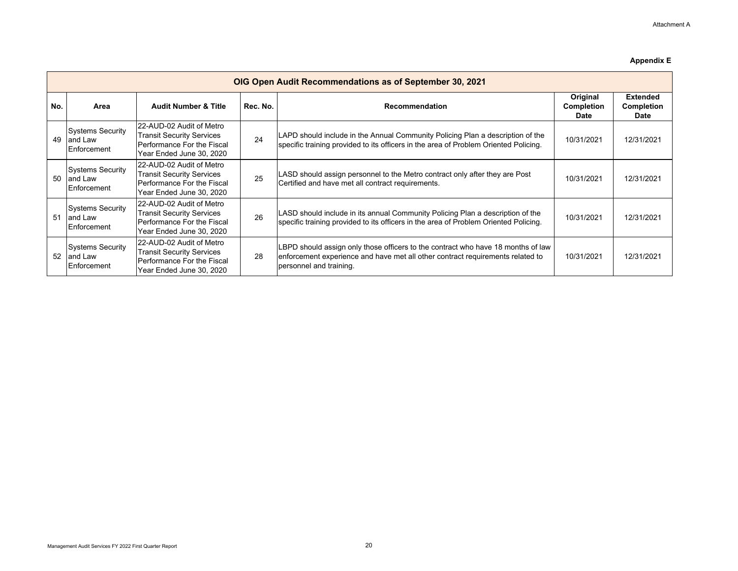Attachment A

**Appendix E**

| OIG Open Audit Recommendations as of September 30, 2021 | | | | | | |
|---|---|---|---|---|---|---|
| **No.** | **Area** | **Audit Number & Title** | **Rec. No.** | **Recommendation** | **Original Completion Date** | **Extended Completion Date** |
| 49 | Systems Security and Law Enforcement | 22-AUD-02 Audit of Metro Transit Security Services Performance For the Fiscal Year Ended June 30, 2020 | 24 | LAPD should include in the Annual Community Policing Plan a description of the specific training provided to its officers in the area of Problem Oriented Policing. | 10/31/2021 | 12/31/2021 |
| 50 | Systems Security and Law Enforcement | 22-AUD-02 Audit of Metro Transit Security Services Performance For the Fiscal Year Ended June 30, 2020 | 25 | LASD should assign personnel to the Metro contract only after they are Post Certified and have met all contract requirements. | 10/31/2021 | 12/31/2021 |
| 51 | Systems Security and Law Enforcement | 22-AUD-02 Audit of Metro Transit Security Services Performance For the Fiscal Year Ended June 30, 2020 | 26 | LASD should include in its annual Community Policing Plan a description of the specific training provided to its officers in the area of Problem Oriented Policing. | 10/31/2021 | 12/31/2021 |
| 52 | Systems Security and Law Enforcement | 22-AUD-02 Audit of Metro Transit Security Services Performance For the Fiscal Year Ended June 30, 2020 | 28 | LBPD should assign only those officers to the contract who have 18 months of law enforcement experience and have met all other contract requirements related to personnel and training. | 10/31/2021 | 12/31/2021 |

Management Audit Services FY 2022 First Quarter Report